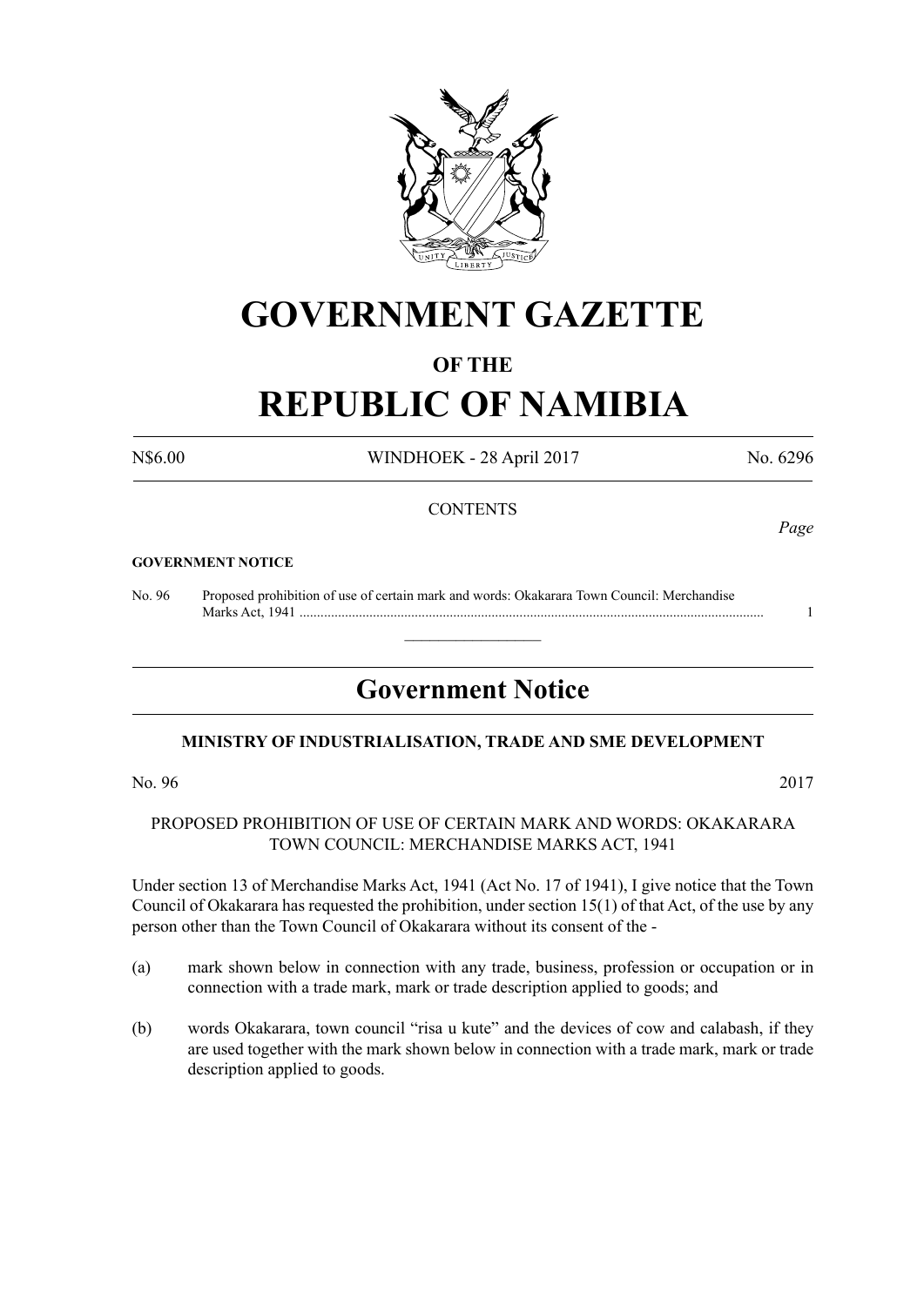# GOVERNMENT GAZETTE

## OF THE

# REPUBLIC OF NAMIBIA

N$6.00 WINDHOEK - 28 April 2017 No. 6296

CONTENTS

*Page*

**GOVERNMENT NOTICE**

No. 96 Proposed prohibition of use of certain mark and words: Okakarara Town Council: Merchandise Marks Act, 1941 ........................................................................................................................ 1

## Government Notice

**MINISTRY OF INDUSTRIALISATION, TRADE AND SME DEVELOPMENT**

No. 96 2017

PROPOSED PROHIBITION OF USE OF CERTAIN MARK AND WORDS: OKAKARARA TOWN COUNCIL: MERCHANDISE MARKS ACT, 1941

Under section 13 of Merchandise Marks Act, 1941 (Act No. 17 of 1941), I give notice that the Town Council of Okakarara has requested the prohibition, under section 15(1) of that Act, of the use by any person other than the Town Council of Okakarara without its consent of the -

(a) mark shown below in connection with any trade, business, profession or occupation or in connection with a trade mark, mark or trade description applied to goods; and

(b) words Okakarara, town council "risa u kute" and the devices of cow and calabash, if they are used together with the mark shown below in connection with a trade mark, mark or trade description applied to goods.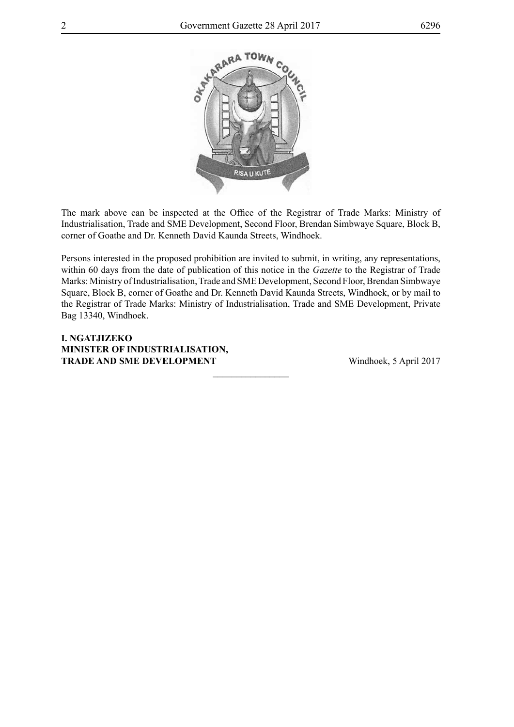The mark above can be inspected at the Office of the Registrar of Trade Marks: Ministry of Industrialisation, Trade and SME Development, Second Floor, Brendan Simbwaye Square, Block B, corner of Goathe and Dr. Kenneth David Kaunda Streets, Windhoek.

Persons interested in the proposed prohibition are invited to submit, in writing, any representations, within 60 days from the date of publication of this notice in the *Gazette* to the Registrar of Trade Marks: Ministry of Industrialisation, Trade and SME Development, Second Floor, Brendan Simbwaye Square, Block B, corner of Goathe and Dr. Kenneth David Kaunda Streets, Windhoek, or by mail to the Registrar of Trade Marks: Ministry of Industrialisation, Trade and SME Development, Private Bag 13340, Windhoek.

**I. NGATJIZEKO**
**MINISTER OF INDUSTRIALISATION,**
**TRADE AND SME DEVELOPMENT**

Windhoek, 5 April 2017